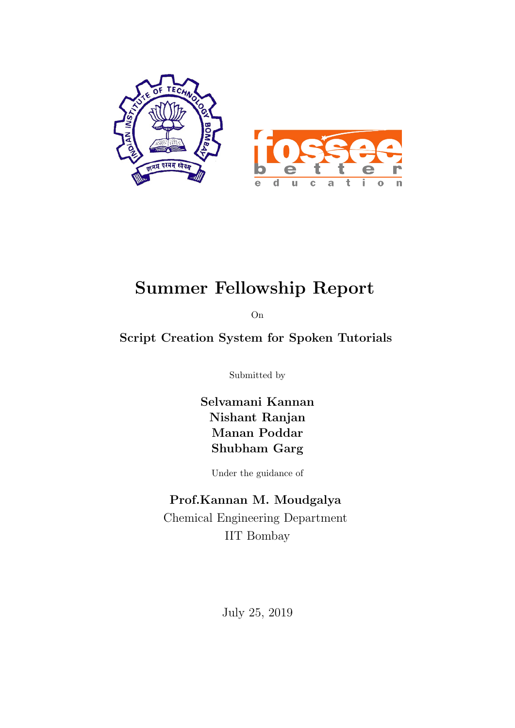# Summer Fellowship Report

On

**Script Creation System for Spoken Tutorials**

Submitted by

**Selvamani Kannan**
**Nishant Ranjan**
**Manan Poddar**
**Shubham Garg**

Under the guidance of

**Prof.Kannan M. Moudgalya**
Chemical Engineering Department
IIT Bombay

July 25, 2019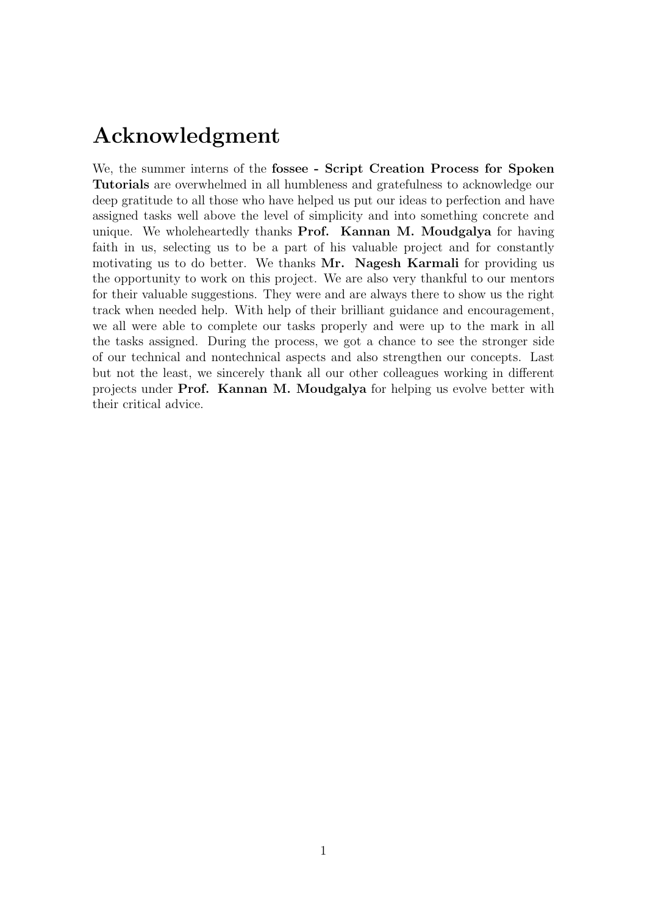# Acknowledgment

We, the summer interns of the **fossee - Script Creation Process for Spoken Tutorials** are overwhelmed in all humbleness and gratefulness to acknowledge our deep gratitude to all those who have helped us put our ideas to perfection and have assigned tasks well above the level of simplicity and into something concrete and unique. We wholeheartedly thanks **Prof. Kannan M. Moudgalya** for having faith in us, selecting us to be a part of his valuable project and for constantly motivating us to do better. We thanks **Mr. Nagesh Karmali** for providing us the opportunity to work on this project. We are also very thankful to our mentors for their valuable suggestions. They were and are always there to show us the right track when needed help. With help of their brilliant guidance and encouragement, we all were able to complete our tasks properly and were up to the mark in all the tasks assigned. During the process, we got a chance to see the stronger side of our technical and nontechnical aspects and also strengthen our concepts. Last but not the least, we sincerely thank all our other colleagues working in different projects under **Prof. Kannan M. Moudgalya** for helping us evolve better with their critical advice.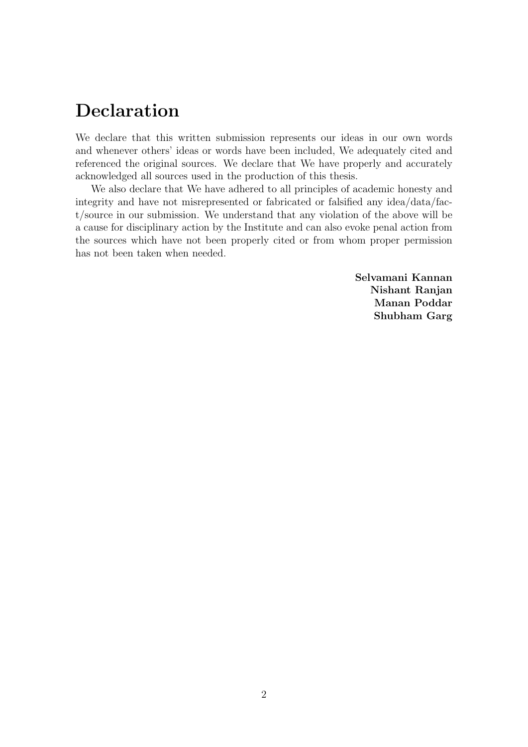# Declaration

We declare that this written submission represents our ideas in our own words and whenever others' ideas or words have been included, We adequately cited and referenced the original sources. We declare that We have properly and accurately acknowledged all sources used in the production of this thesis.

We also declare that We have adhered to all principles of academic honesty and integrity and have not misrepresented or fabricated or falsified any idea/data/fact/source in our submission. We understand that any violation of the above will be a cause for disciplinary action by the Institute and can also evoke penal action from the sources which have not been properly cited or from whom proper permission has not been taken when needed.

**Selvamani Kannan**
**Nishant Ranjan**
**Manan Poddar**
**Shubham Garg**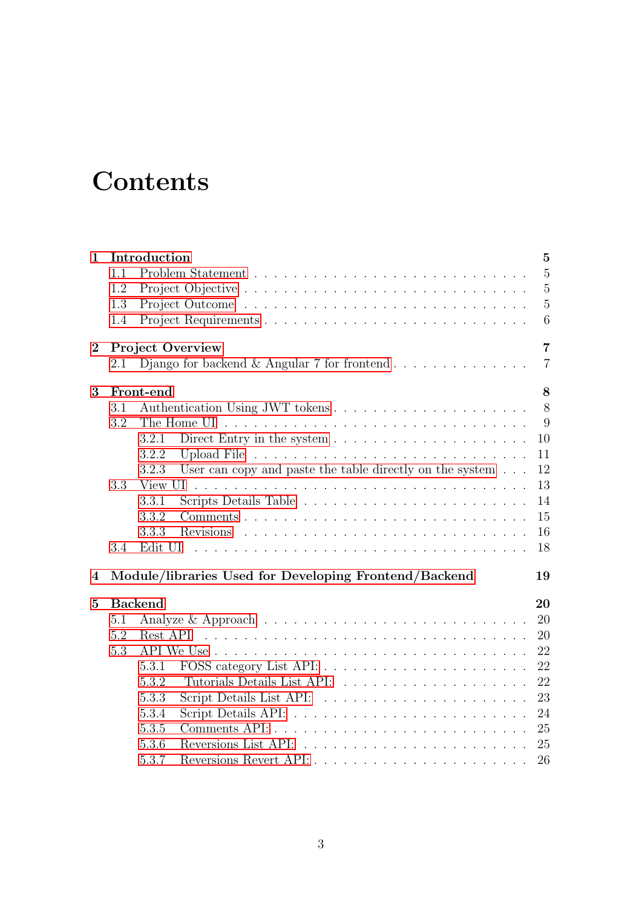# Contents

**1 Introduction** **5**
- 1.1 Problem Statement . . . . . . . . . . . . . . . . . . . . . . . . . . 5
- 1.2 Project Objective . . . . . . . . . . . . . . . . . . . . . . . . . . 5
- 1.3 Project Outcome . . . . . . . . . . . . . . . . . . . . . . . . . . 5
- 1.4 Project Requirements . . . . . . . . . . . . . . . . . . . . . . . . 6

**2 Project Overview** **7**
- 2.1 Django for backend & Angular 7 for frontend . . . . . . . . . . . . . 7

**3 Front-end** **8**
- 3.1 Authentication Using JWT tokens . . . . . . . . . . . . . . . . . . . 8
- 3.2 The Home UI . . . . . . . . . . . . . . . . . . . . . . . . . . . . 9
  - 3.2.1 Direct Entry in the system . . . . . . . . . . . . . . . . . . . 10
  - 3.2.2 Upload File . . . . . . . . . . . . . . . . . . . . . . . . . . 11
  - 3.2.3 User can copy and paste the table directly on the system . . . 12
- 3.3 View UI . . . . . . . . . . . . . . . . . . . . . . . . . . . . . . 13
  - 3.3.1 Scripts Details Table . . . . . . . . . . . . . . . . . . . . . 14
  - 3.3.2 Comments . . . . . . . . . . . . . . . . . . . . . . . . . . . 15
  - 3.3.3 Revisions . . . . . . . . . . . . . . . . . . . . . . . . . . . 16
- 3.4 Edit UI . . . . . . . . . . . . . . . . . . . . . . . . . . . . . . 18

**4 Module/libraries Used for Developing Frontend/Backend** **19**

**5 Backend** **20**
- 5.1 Analyze & Approach . . . . . . . . . . . . . . . . . . . . . . . . . 20
- 5.2 Rest API . . . . . . . . . . . . . . . . . . . . . . . . . . . . . . 20
- 5.3 API We Use . . . . . . . . . . . . . . . . . . . . . . . . . . . . . 22
  - 5.3.1 FOSS category List API: . . . . . . . . . . . . . . . . . . . . 22
  - 5.3.2 Tutorials Details List API: . . . . . . . . . . . . . . . . . . 22
  - 5.3.3 Script Details List API: . . . . . . . . . . . . . . . . . . . . 23
  - 5.3.4 Script Details API: . . . . . . . . . . . . . . . . . . . . . . 24
  - 5.3.5 Comments API: . . . . . . . . . . . . . . . . . . . . . . . . . 25
  - 5.3.6 Reversions List API: . . . . . . . . . . . . . . . . . . . . . . 25
  - 5.3.7 Reversions Revert API: . . . . . . . . . . . . . . . . . . . . . 26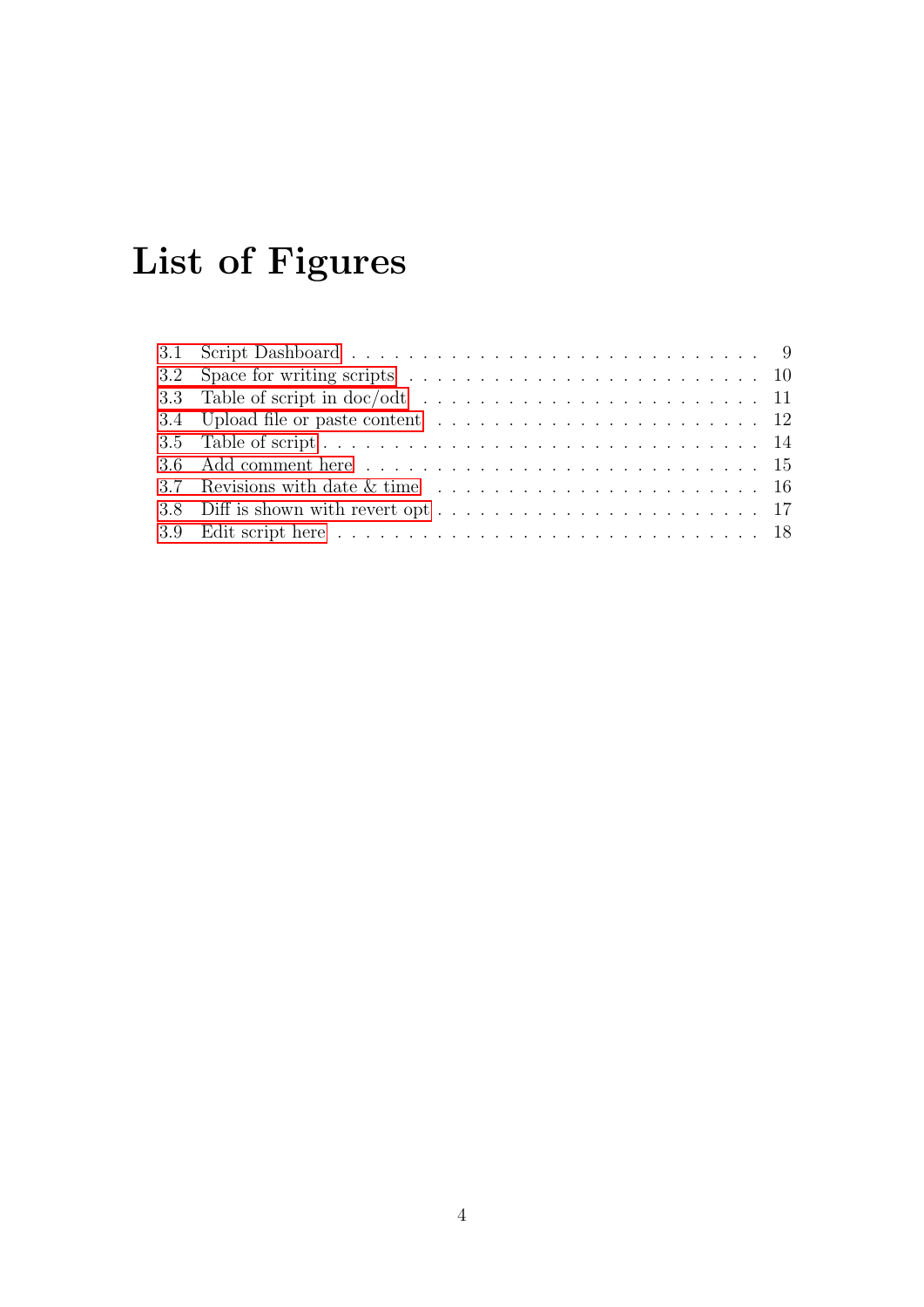# List of Figures

3.1 Script Dashboard . . . . . . . . . . . . . . . . . . . . . . . . . . . . . 9
3.2 Space for writing scripts . . . . . . . . . . . . . . . . . . . . . . . . . 10
3.3 Table of script in doc/odt . . . . . . . . . . . . . . . . . . . . . . . . 11
3.4 Upload file or paste content . . . . . . . . . . . . . . . . . . . . . . . 12
3.5 Table of script . . . . . . . . . . . . . . . . . . . . . . . . . . . . . . . 14
3.6 Add comment here . . . . . . . . . . . . . . . . . . . . . . . . . . . . 15
3.7 Revisions with date & time . . . . . . . . . . . . . . . . . . . . . . . 16
3.8 Diff is shown with revert opt . . . . . . . . . . . . . . . . . . . . . . 17
3.9 Edit script here . . . . . . . . . . . . . . . . . . . . . . . . . . . . . . 18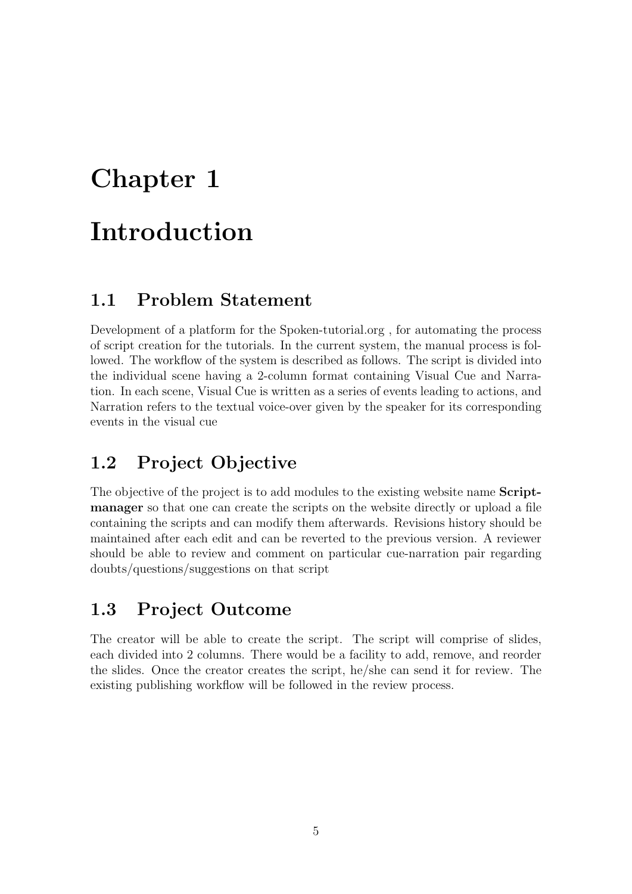# Chapter 1

# Introduction

## 1.1 Problem Statement

Development of a platform for the Spoken-tutorial.org , for automating the process of script creation for the tutorials. In the current system, the manual process is followed. The workflow of the system is described as follows. The script is divided into the individual scene having a 2-column format containing Visual Cue and Narration. In each scene, Visual Cue is written as a series of events leading to actions, and Narration refers to the textual voice-over given by the speaker for its corresponding events in the visual cue

## 1.2 Project Objective

The objective of the project is to add modules to the existing website name **Script-manager** so that one can create the scripts on the website directly or upload a file containing the scripts and can modify them afterwards. Revisions history should be maintained after each edit and can be reverted to the previous version. A reviewer should be able to review and comment on particular cue-narration pair regarding doubts/questions/suggestions on that script

## 1.3 Project Outcome

The creator will be able to create the script. The script will comprise of slides, each divided into 2 columns. There would be a facility to add, remove, and reorder the slides. Once the creator creates the script, he/she can send it for review. The existing publishing workflow will be followed in the review process.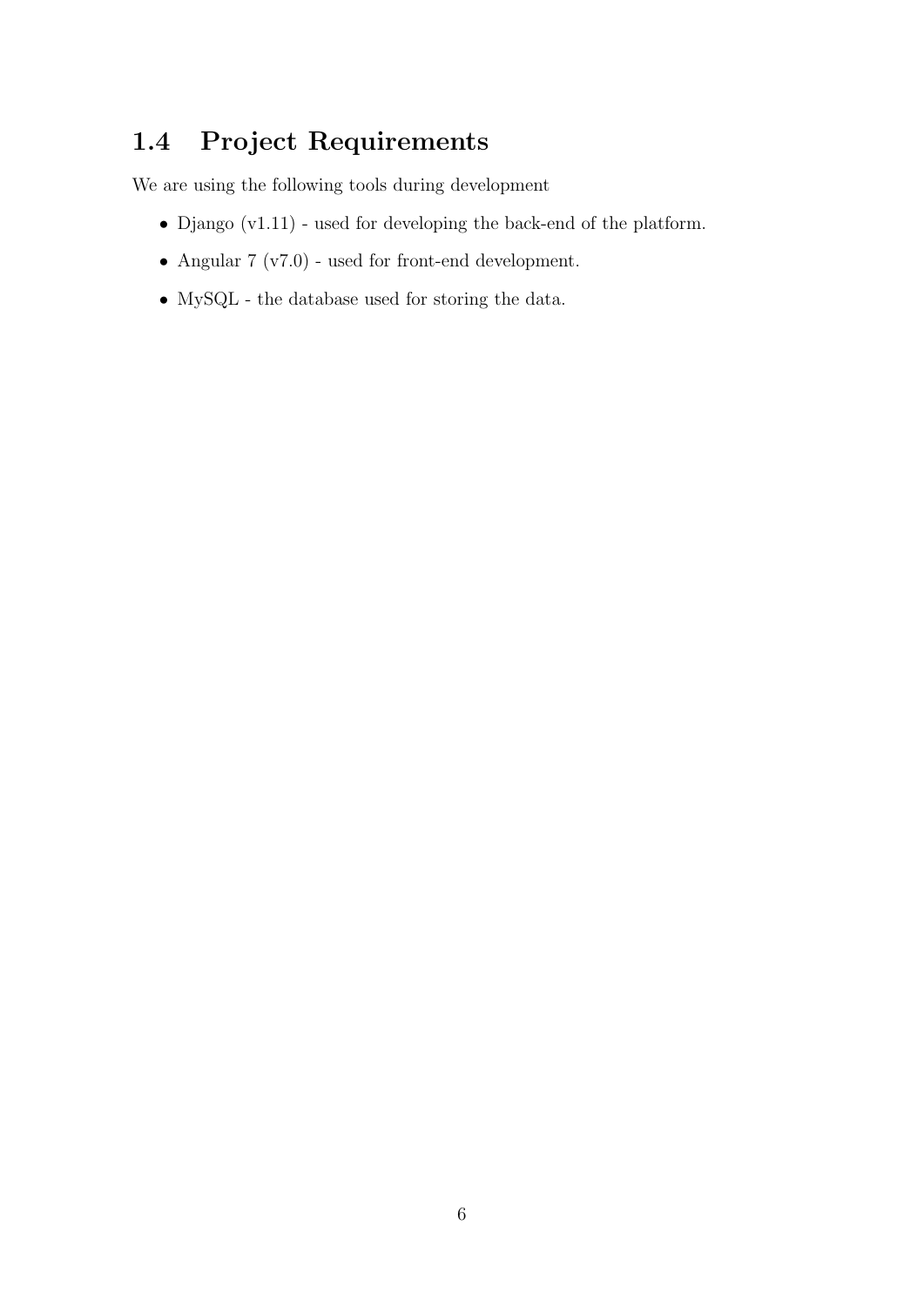## 1.4 Project Requirements

We are using the following tools during development

- Django (v1.11) - used for developing the back-end of the platform.
- Angular 7 (v7.0) - used for front-end development.
- MySQL - the database used for storing the data.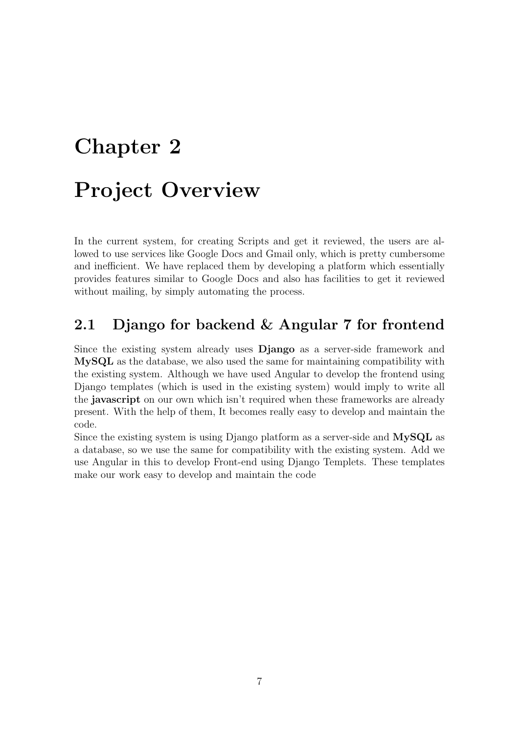# Chapter 2

# Project Overview

In the current system, for creating Scripts and get it reviewed, the users are allowed to use services like Google Docs and Gmail only, which is pretty cumbersome and inefficient. We have replaced them by developing a platform which essentially provides features similar to Google Docs and also has facilities to get it reviewed without mailing, by simply automating the process.

## 2.1 Django for backend & Angular 7 for frontend

Since the existing system already uses **Django** as a server-side framework and **MySQL** as the database, we also used the same for maintaining compatibility with the existing system. Although we have used Angular to develop the frontend using Django templates (which is used in the existing system) would imply to write all the **javascript** on our own which isn't required when these frameworks are already present. With the help of them, It becomes really easy to develop and maintain the code.

Since the existing system is using Django platform as a server-side and **MySQL** as a database, so we use the same for compatibility with the existing system. Add we use Angular in this to develop Front-end using Django Templets. These templates make our work easy to develop and maintain the code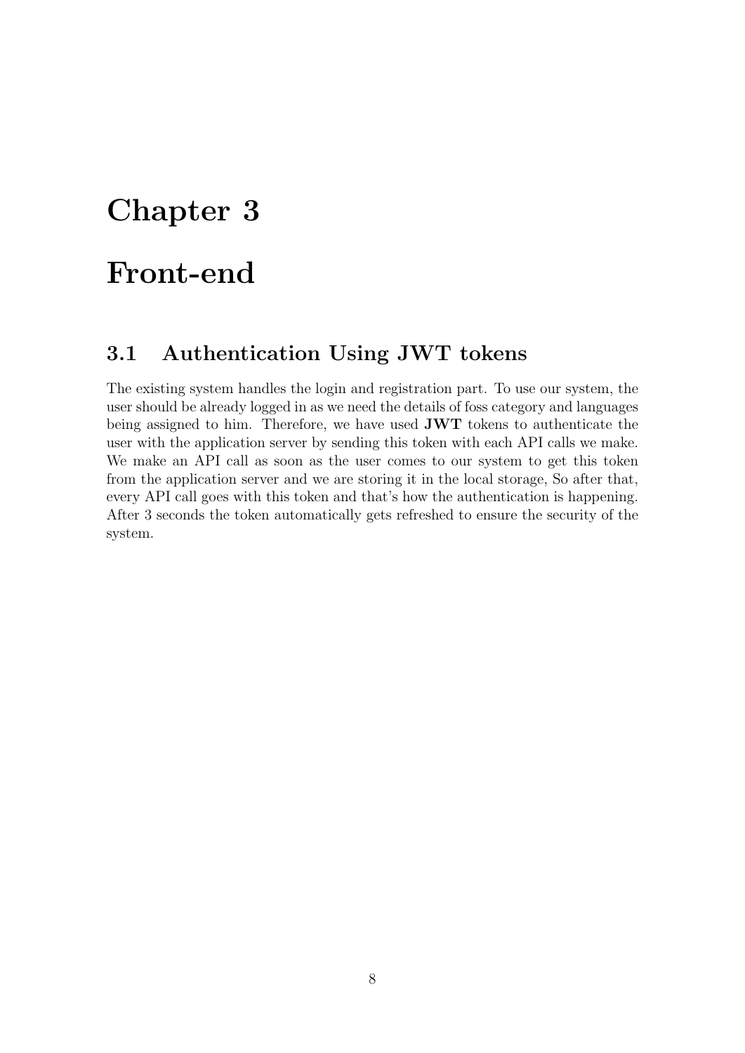# Chapter 3

# Front-end

## 3.1 Authentication Using JWT tokens

The existing system handles the login and registration part. To use our system, the user should be already logged in as we need the details of foss category and languages being assigned to him. Therefore, we have used **JWT** tokens to authenticate the user with the application server by sending this token with each API calls we make. We make an API call as soon as the user comes to our system to get this token from the application server and we are storing it in the local storage, So after that, every API call goes with this token and that's how the authentication is happening. After 3 seconds the token automatically gets refreshed to ensure the security of the system.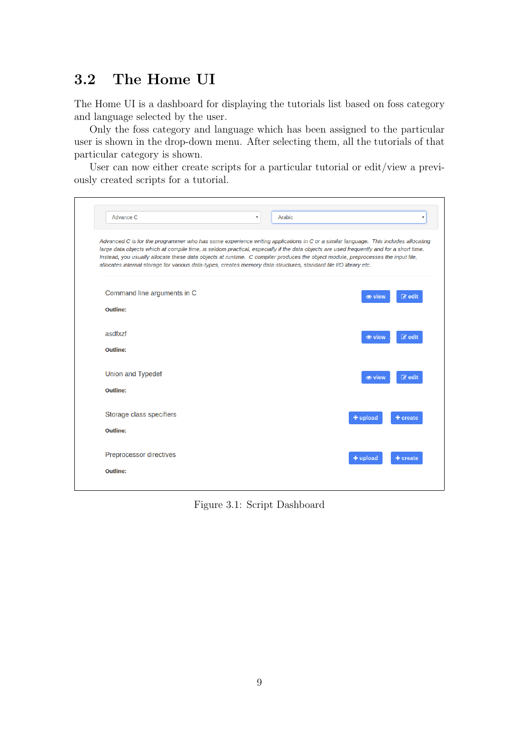## 3.2 The Home UI

The Home UI is a dashboard for displaying the tutorials list based on foss category and language selected by the user.

Only the foss category and language which has been assigned to the particular user is shown in the drop-down menu. After selecting them, all the tutorials of that particular category is shown.

User can now either create scripts for a particular tutorial or edit/view a previously created scripts for a tutorial.

Advance C | Arabic

*Advanced C is for the programmer who has some experience writing applications in C or a similar language. This includes allocating large data objects which at compile time, is seldom practical, especially if the data objects are used frequently and for a short time. Instead, you usually allocate these data objects at runtime. C compiler produces the object module, preprocesses the input file, allocates internal storage for various data-types, creates memory data-structures, standard file I/O library etc.*

Command line arguments in C — view | edit

**Outline:**

asdfxzf — view | edit

**Outline:**

Union and Typedef — view | edit

**Outline:**

Storage class specifiers — upload | create

**Outline:**

Preprocessor directives — upload | create

**Outline:**

Figure 3.1: Script Dashboard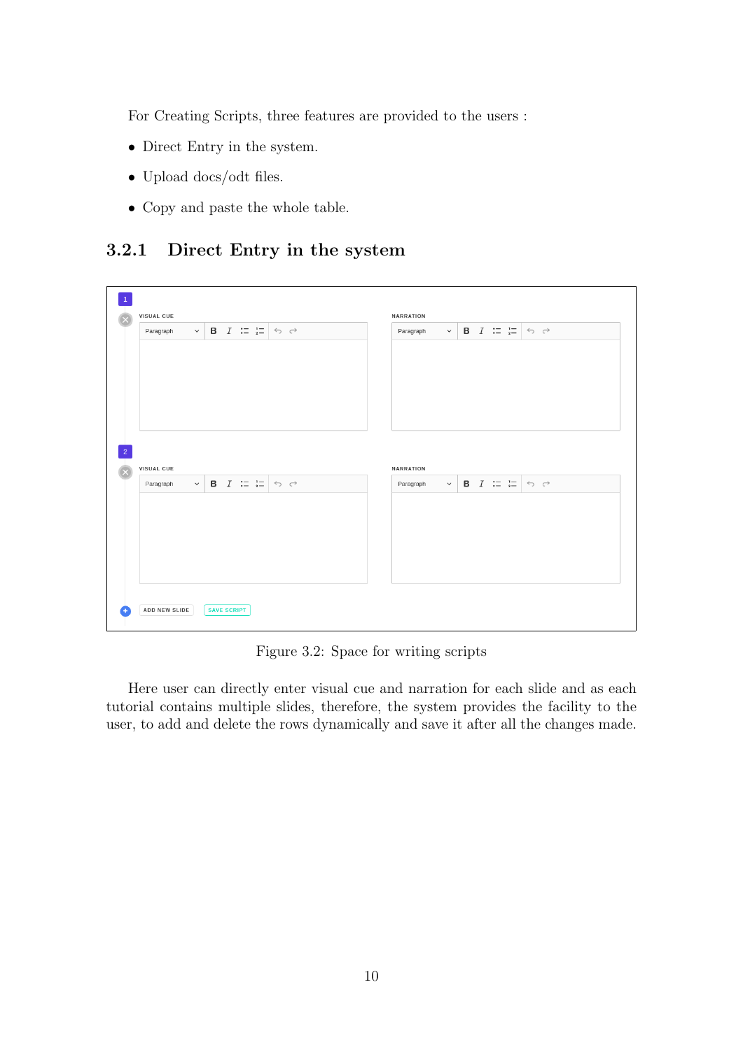For Creating Scripts, three features are provided to the users :

- Direct Entry in the system.
- Upload docs/odt files.
- Copy and paste the whole table.

### 3.2.1 Direct Entry in the system

Figure 3.2: Space for writing scripts

Here user can directly enter visual cue and narration for each slide and as each tutorial contains multiple slides, therefore, the system provides the facility to the user, to add and delete the rows dynamically and save it after all the changes made.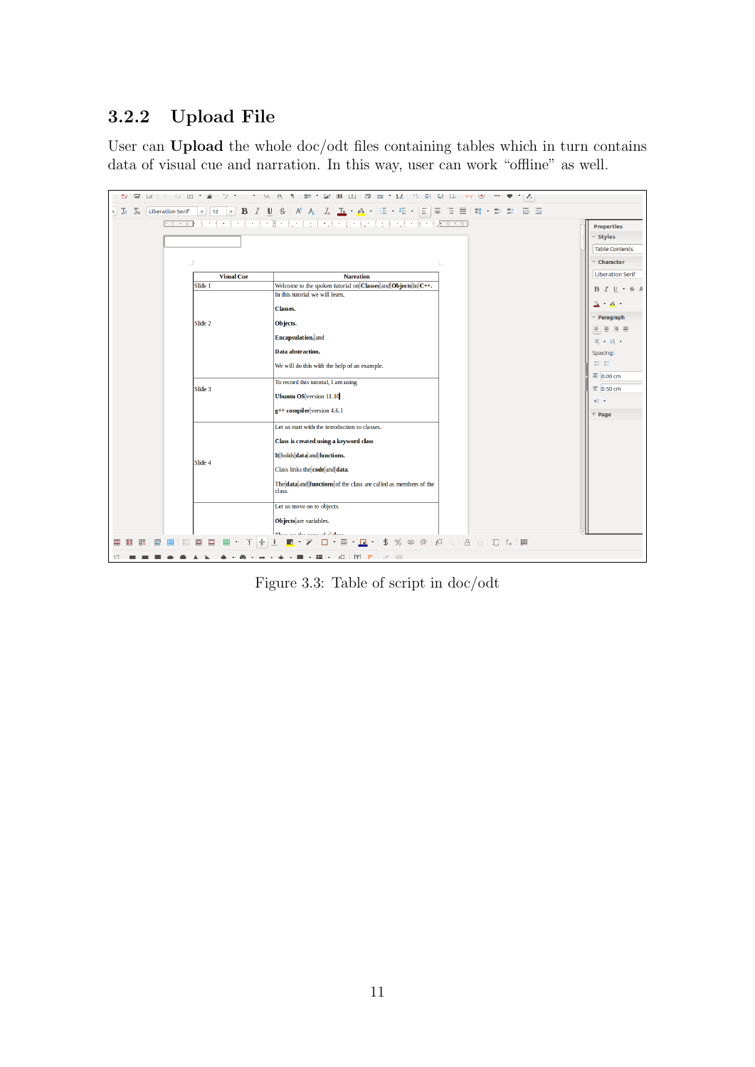### 3.2.2 Upload File

User can **Upload** the whole doc/odt files containing tables which in turn contains data of visual cue and narration. In this way, user can work "offline" as well.

Figure 3.3: Table of script in doc/odt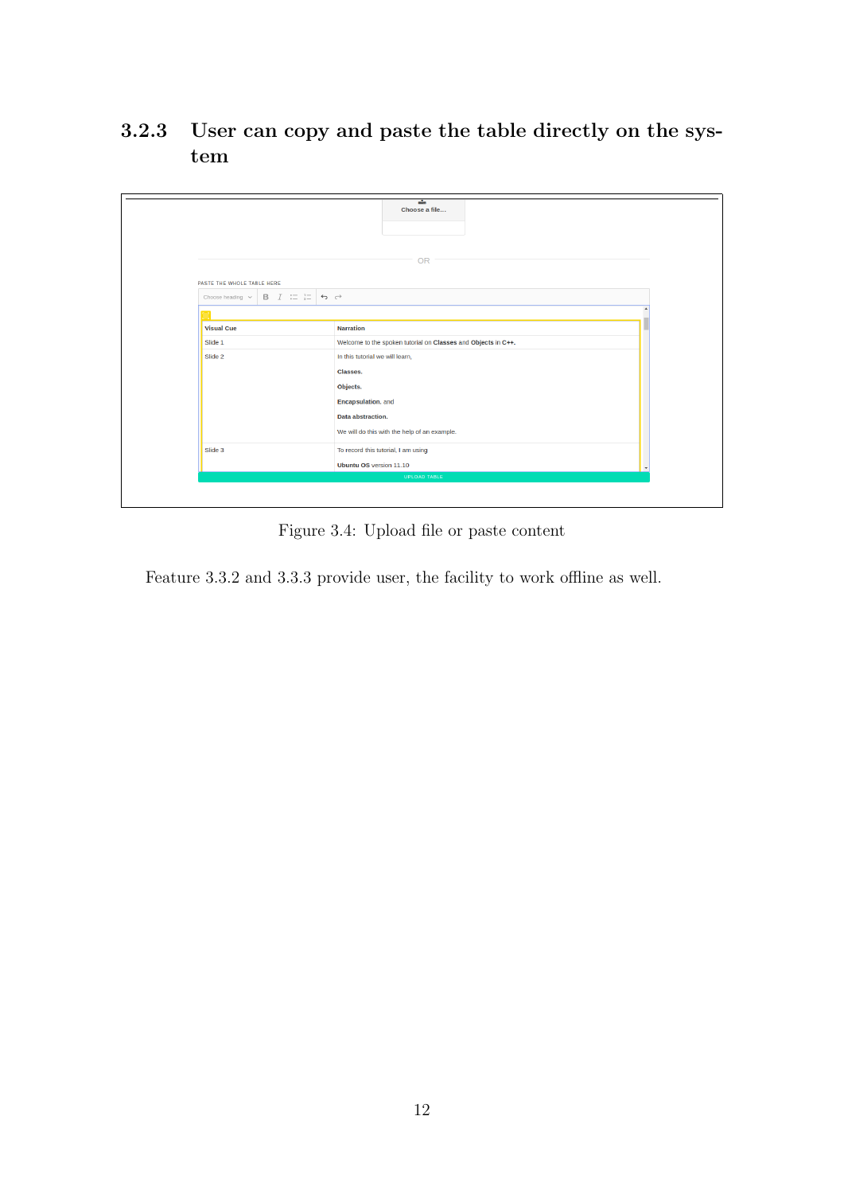### 3.2.3 User can copy and paste the table directly on the system

Figure 3.4: Upload file or paste content

Feature 3.3.2 and 3.3.3 provide user, the facility to work offline as well.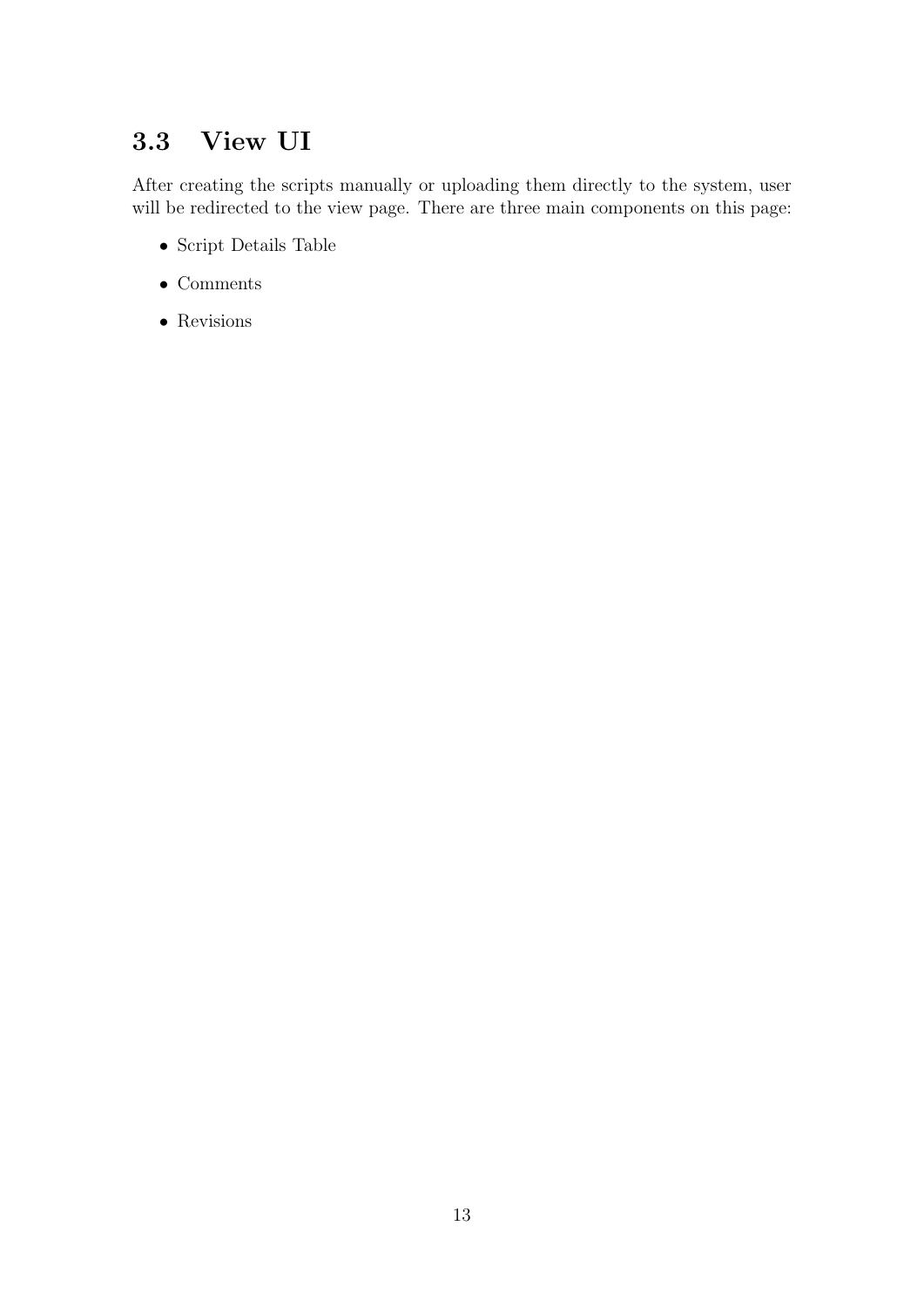## 3.3 View UI

After creating the scripts manually or uploading them directly to the system, user will be redirected to the view page. There are three main components on this page:

- Script Details Table
- Comments
- Revisions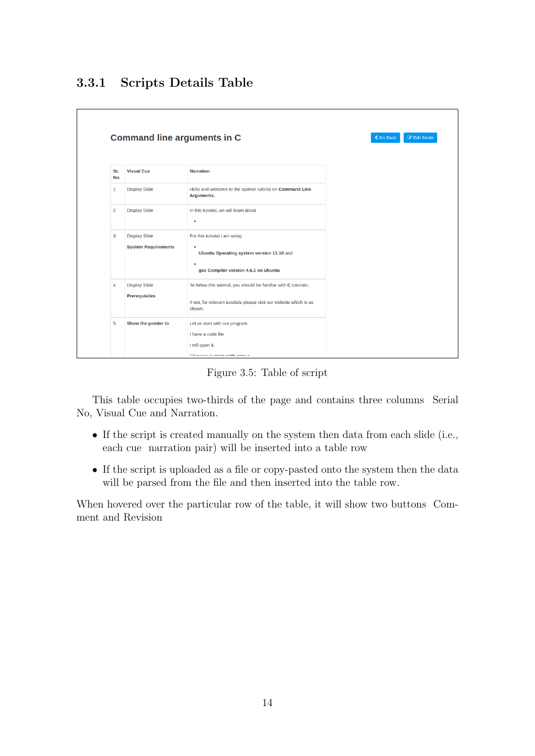### 3.3.1 Scripts Details Table

**Command line arguments in C**

Go Back | Edit Mode

| Sr. No. | Visual Cue | Narration |
|---|---|---|
| 1 | Display Slide | Hello and welcome to the spoken tutorial on **Command Line Arguments.** |
| 2 | Display Slide | In this tutorial, we will learn about<br>• |
| 3 | Display Slide<br>**System Requirements** | For this tutorial I am using<br>• **Ubuntu Operating system version 11.10** and<br>• **gcc Compiler version 4.6.1 on Ubuntu** |
| 4 | Display Slide<br>**Prerequisites** | To follow this tutorial, you should be familiar with **C** tutorials.<br>If not, for relevant tutorials please visit our website which is as shown. |
| 5 | **Show the pointer to** | Let us start with our program.<br>I have a code file.<br>I will open it. |

Figure 3.5: Table of script

This table occupies two-thirds of the page and contains three columns Serial No, Visual Cue and Narration.

- If the script is created manually on the system then data from each slide (i.e., each cue narration pair) will be inserted into a table row
- If the script is uploaded as a file or copy-pasted onto the system then the data will be parsed from the file and then inserted into the table row.

When hovered over the particular row of the table, it will show two buttons Comment and Revision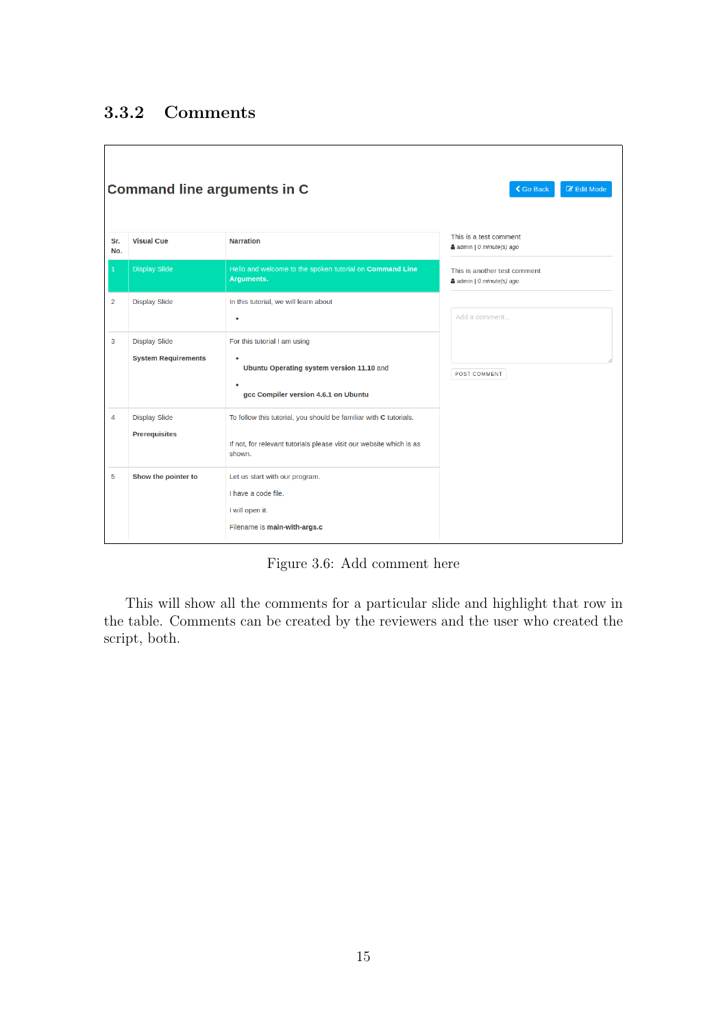### 3.3.2 Comments

Figure 3.6: Add comment here

This will show all the comments for a particular slide and highlight that row in the table. Comments can be created by the reviewers and the user who created the script, both.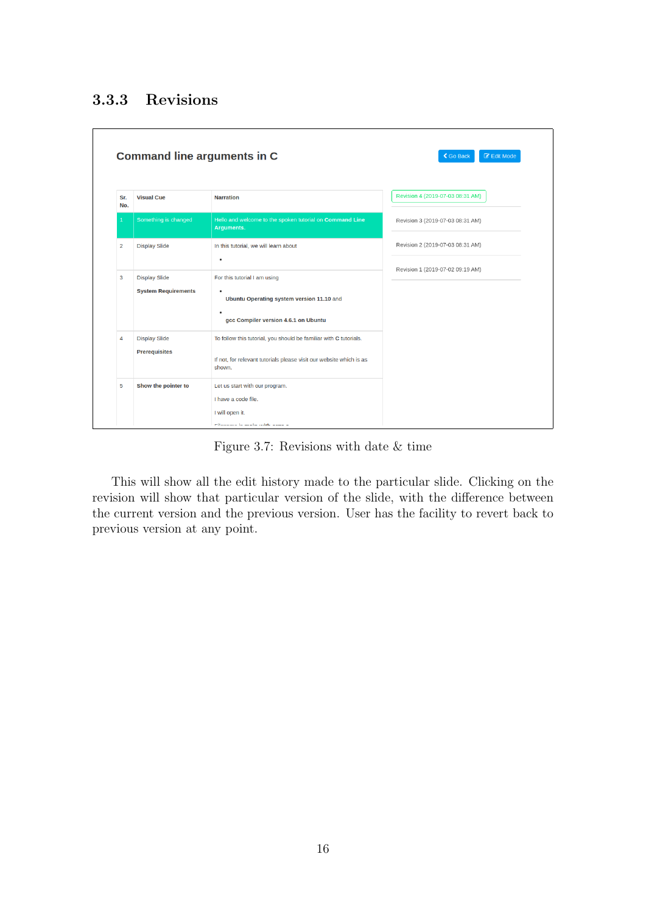### 3.3.3 Revisions

Figure 3.7: Revisions with date & time

This will show all the edit history made to the particular slide. Clicking on the revision will show that particular version of the slide, with the difference between the current version and the previous version. User has the facility to revert back to previous version at any point.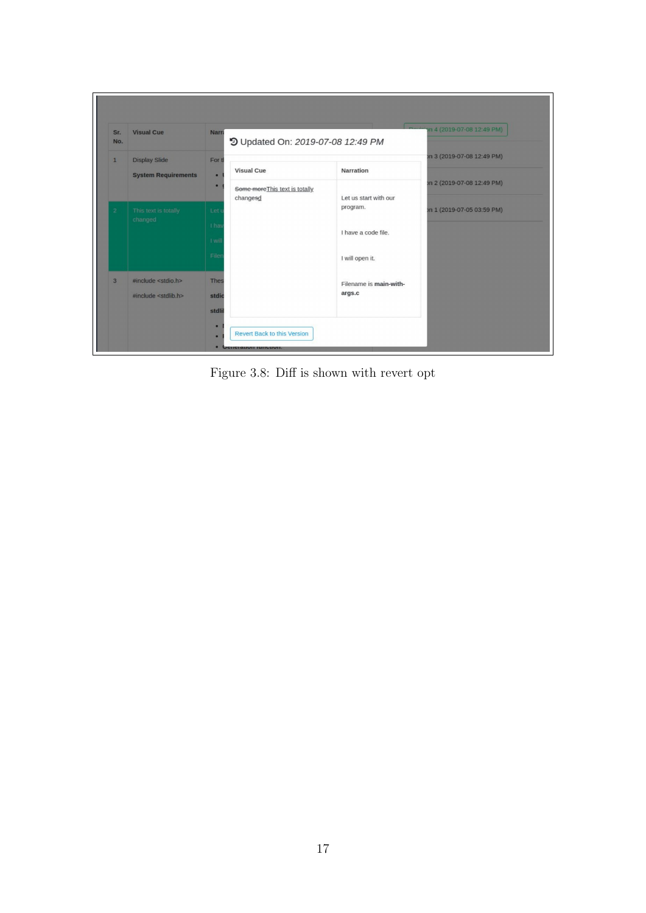Figure 3.8: Diff is shown with revert opt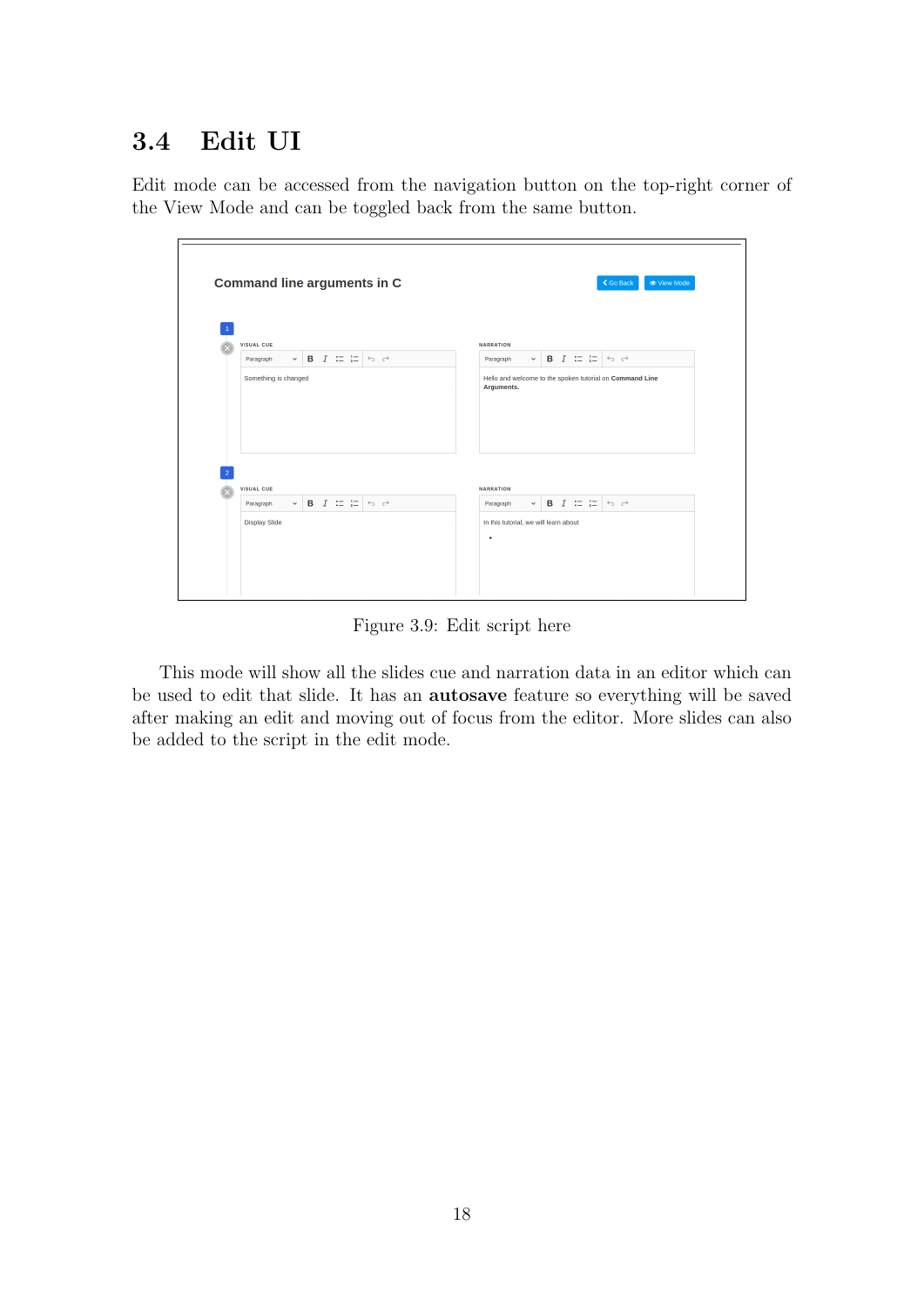## 3.4 Edit UI

Edit mode can be accessed from the navigation button on the top-right corner of the View Mode and can be toggled back from the same button.

Figure 3.9: Edit script here

This mode will show all the slides cue and narration data in an editor which can be used to edit that slide. It has an **autosave** feature so everything will be saved after making an edit and moving out of focus from the editor. More slides can also be added to the script in the edit mode.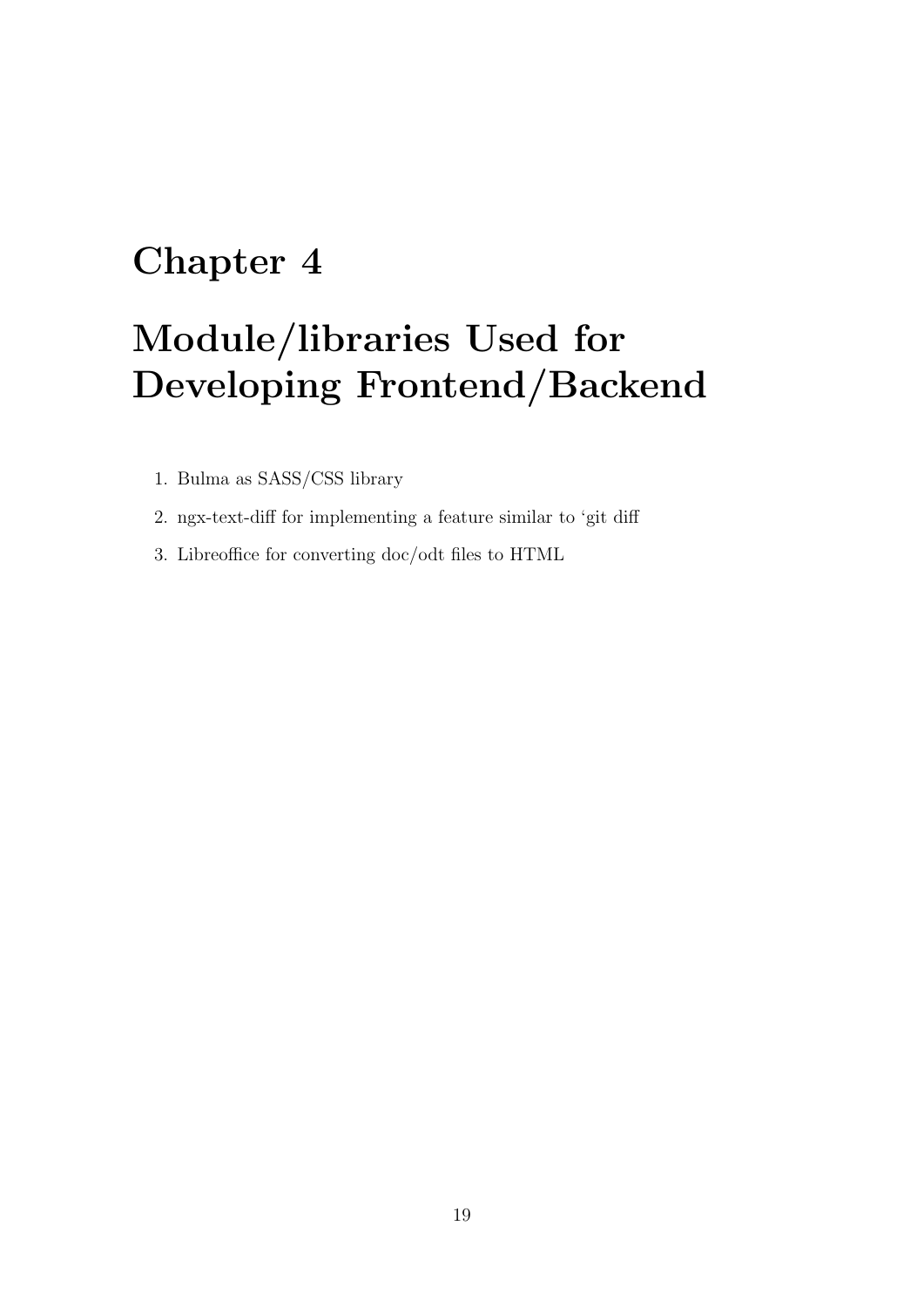# Chapter 4

# Module/libraries Used for Developing Frontend/Backend

1. Bulma as SASS/CSS library
2. ngx-text-diff for implementing a feature similar to 'git diff
3. Libreoffice for converting doc/odt files to HTML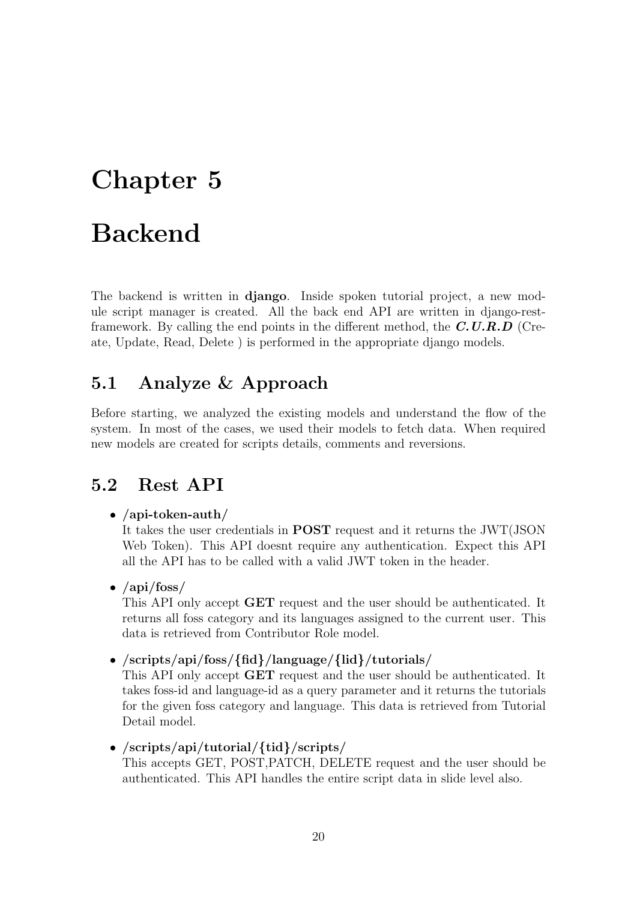# Chapter 5

# Backend

The backend is written in **django**. Inside spoken tutorial project, a new module script manager is created. All the back end API are written in django-rest-framework. By calling the end points in the different method, the ***C.U.R.D*** (Create, Update, Read, Delete ) is performed in the appropriate django models.

## 5.1 Analyze & Approach

Before starting, we analyzed the existing models and understand the flow of the system. In most of the cases, we used their models to fetch data. When required new models are created for scripts details, comments and reversions.

## 5.2 Rest API

- **/api-token-auth/**
  It takes the user credentials in **POST** request and it returns the JWT(JSON Web Token). This API doesnt require any authentication. Expect this API all the API has to be called with a valid JWT token in the header.

- **/api/foss/**
  This API only accept **GET** request and the user should be authenticated. It returns all foss category and its languages assigned to the current user. This data is retrieved from Contributor Role model.

- **/scripts/api/foss/{fid}/language/{lid}/tutorials/**
  This API only accept **GET** request and the user should be authenticated. It takes foss-id and language-id as a query parameter and it returns the tutorials for the given foss category and language. This data is retrieved from Tutorial Detail model.

- **/scripts/api/tutorial/{tid}/scripts/**
  This accepts GET, POST,PATCH, DELETE request and the user should be authenticated. This API handles the entire script data in slide level also.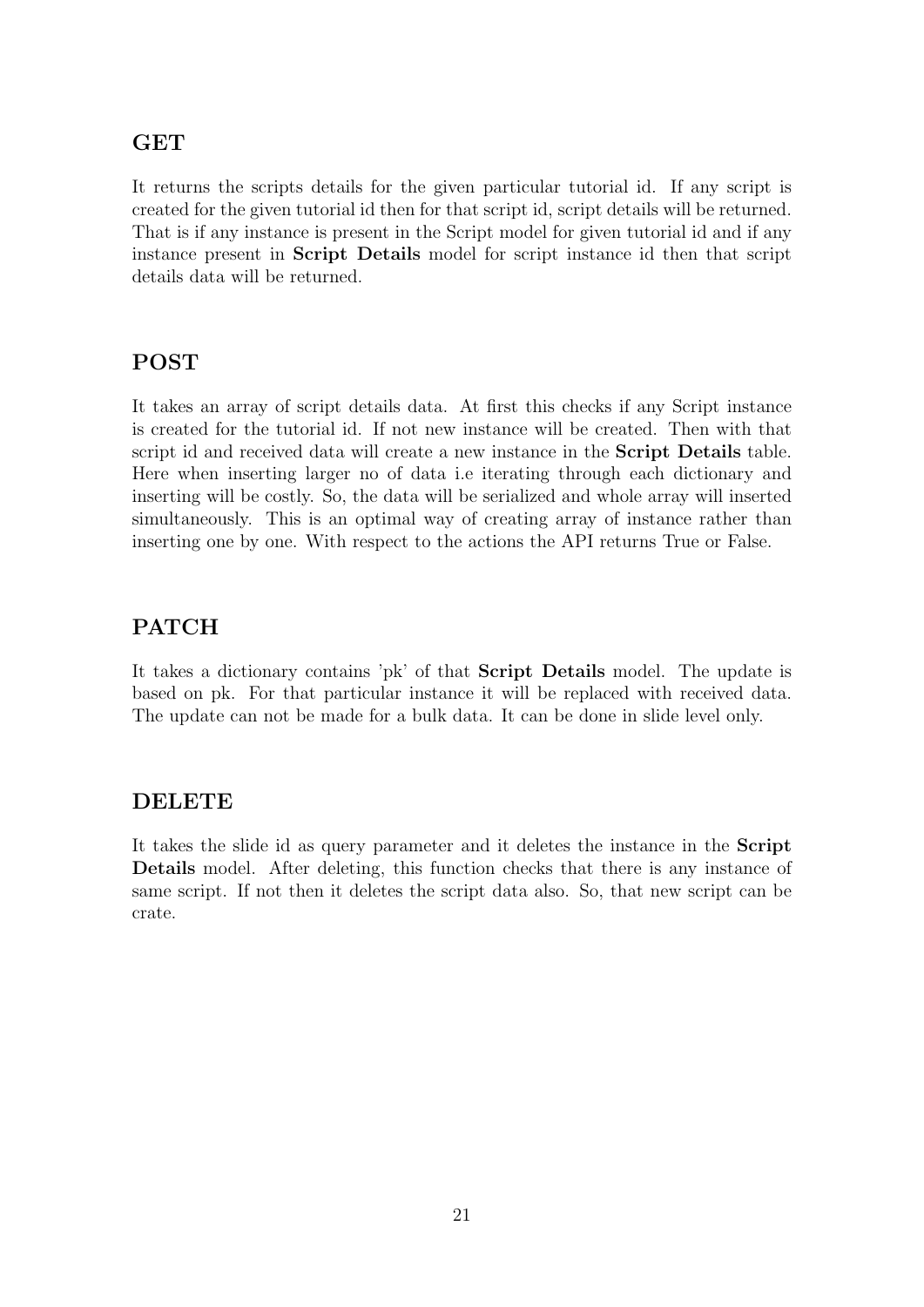## GET

It returns the scripts details for the given particular tutorial id. If any script is created for the given tutorial id then for that script id, script details will be returned. That is if any instance is present in the Script model for given tutorial id and if any instance present in **Script Details** model for script instance id then that script details data will be returned.

## POST

It takes an array of script details data. At first this checks if any Script instance is created for the tutorial id. If not new instance will be created. Then with that script id and received data will create a new instance in the **Script Details** table. Here when inserting larger no of data i.e iterating through each dictionary and inserting will be costly. So, the data will be serialized and whole array will inserted simultaneously. This is an optimal way of creating array of instance rather than inserting one by one. With respect to the actions the API returns True or False.

## PATCH

It takes a dictionary contains 'pk' of that **Script Details** model. The update is based on pk. For that particular instance it will be replaced with received data. The update can not be made for a bulk data. It can be done in slide level only.

## DELETE

It takes the slide id as query parameter and it deletes the instance in the **Script Details** model. After deleting, this function checks that there is any instance of same script. If not then it deletes the script data also. So, that new script can be crate.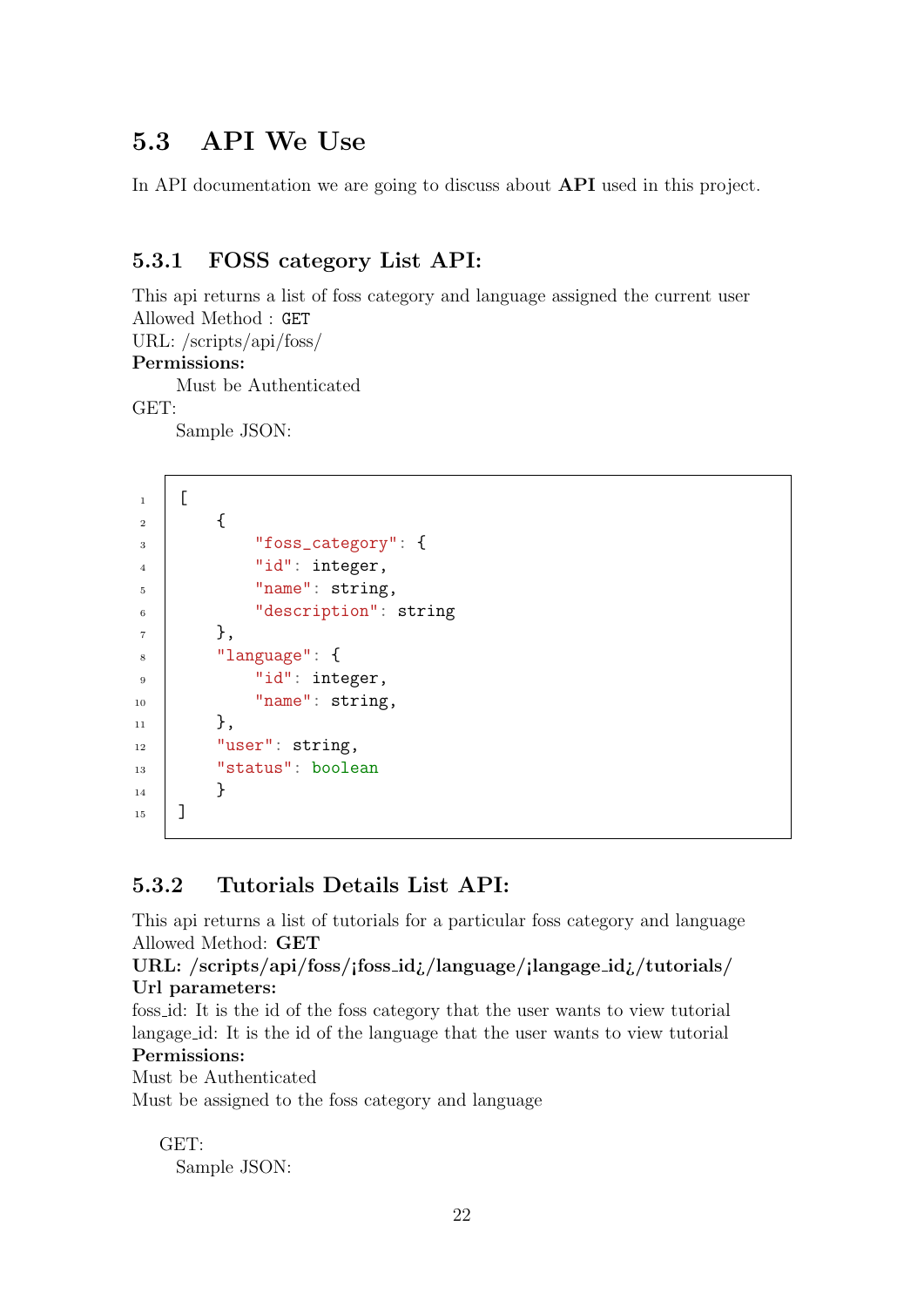## 5.3 API We Use

In API documentation we are going to discuss about **API** used in this project.

### 5.3.1 FOSS category List API:

This api returns a list of foss category and language assigned the current user
Allowed Method : `GET`
URL: /scripts/api/foss/
**Permissions:**
Must be Authenticated
GET:
Sample JSON:

```
[
    {
        "foss_category": {
        "id": integer,
        "name": string,
        "description": string
    },
    "language": {
        "id": integer,
        "name": string,
    },
    "user": string,
    "status": boolean
    }
]
```

### 5.3.2 Tutorials Details List API:

This api returns a list of tutorials for a particular foss category and language
Allowed Method: **GET**
**URL: /scripts/api/foss/¡foss_id¿/language/¡langage_id¿/tutorials/**
**Url parameters:**
foss_id: It is the id of the foss category that the user wants to view tutorial
langage_id: It is the id of the language that the user wants to view tutorial
**Permissions:**
Must be Authenticated
Must be assigned to the foss category and language

GET:
Sample JSON: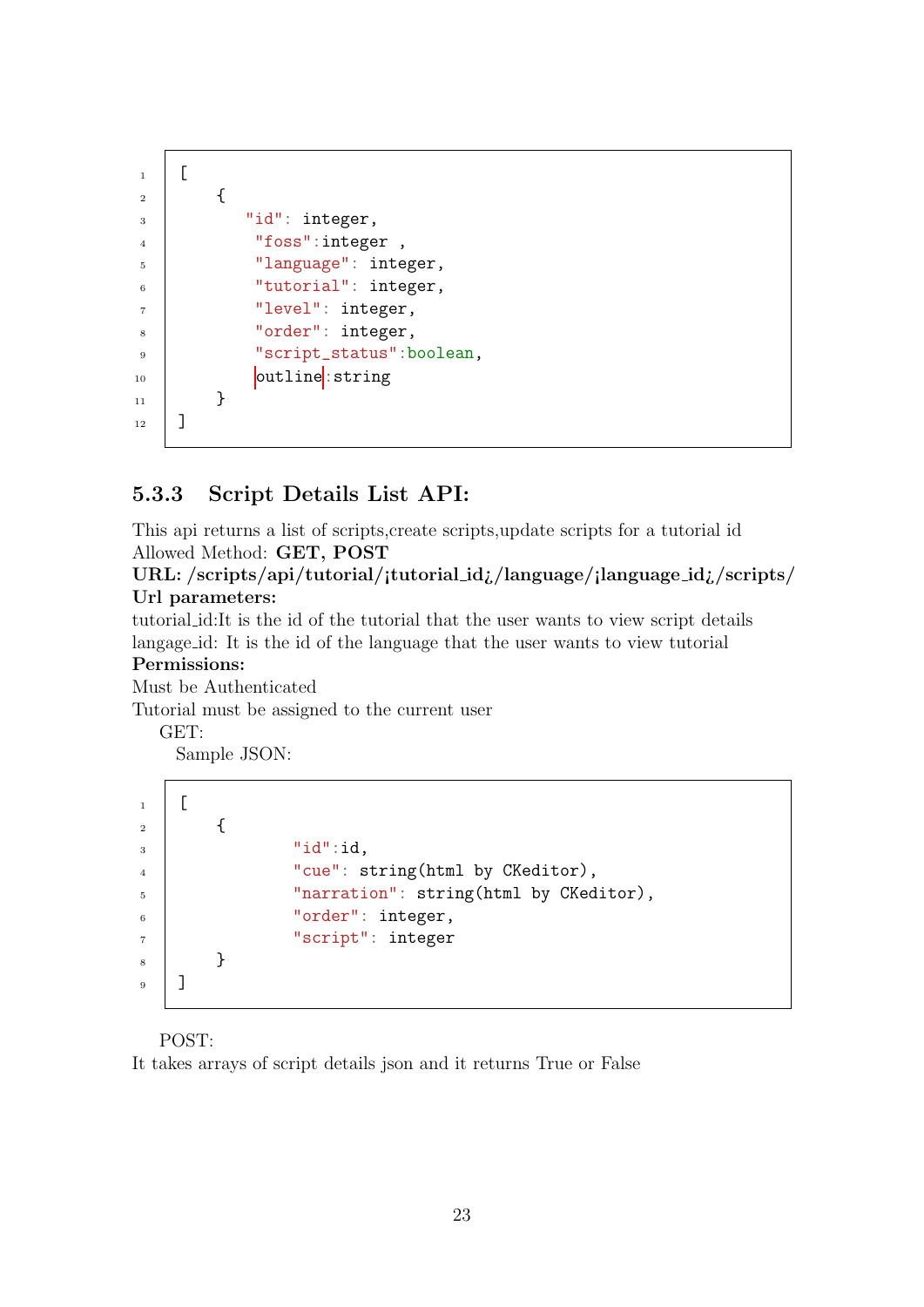```
[
    {
       "id": integer,
        "foss":integer ,
        "language": integer,
        "tutorial": integer,
        "level": integer,
        "order": integer,
        "script_status":boolean,
        outline:string
    }
]
```

### 5.3.3 Script Details List API:

This api returns a list of scripts,create scripts,update scripts for a tutorial id
Allowed Method: **GET, POST**
**URL: /scripts/api/tutorial/<tutorial_id>/language/<language_id>/scripts/**
**Url parameters:**
tutorial_id:It is the id of the tutorial that the user wants to view script details
langage_id: It is the id of the language that the user wants to view tutorial
**Permissions:**
Must be Authenticated
Tutorial must be assigned to the current user

GET:

Sample JSON:

```
[
    {
            "id":id,
            "cue": string(html by CKeditor),
            "narration": string(html by CKeditor),
            "order": integer,
            "script": integer
    }
]
```

POST:
It takes arrays of script details json and it returns True or False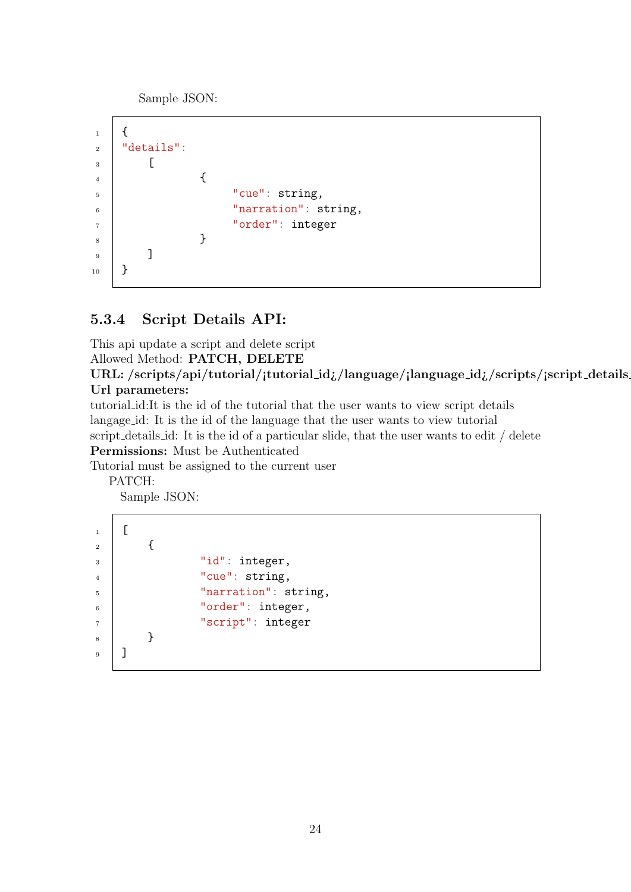Sample JSON:

```
{
"details":
    [
            {
                "cue": string,
                "narration": string,
                "order": integer
            }
    ]
}
```

### 5.3.4 Script Details API:

This api update a script and delete script
Allowed Method: **PATCH, DELETE**
**URL: /scripts/api/tutorial/¡tutorial_id¿/language/¡language_id¿/scripts/¡script_details_**
**Url parameters:**
tutorial_id:It is the id of the tutorial that the user wants to view script details
langage_id: It is the id of the language that the user wants to view tutorial
script_details_id: It is the id of a particular slide, that the user wants to edit / delete
**Permissions:** Must be Authenticated
Tutorial must be assigned to the current user

PATCH:

Sample JSON:

```
[
    {
            "id": integer,
            "cue": string,
            "narration": string,
            "order": integer,
            "script": integer
    }
]
```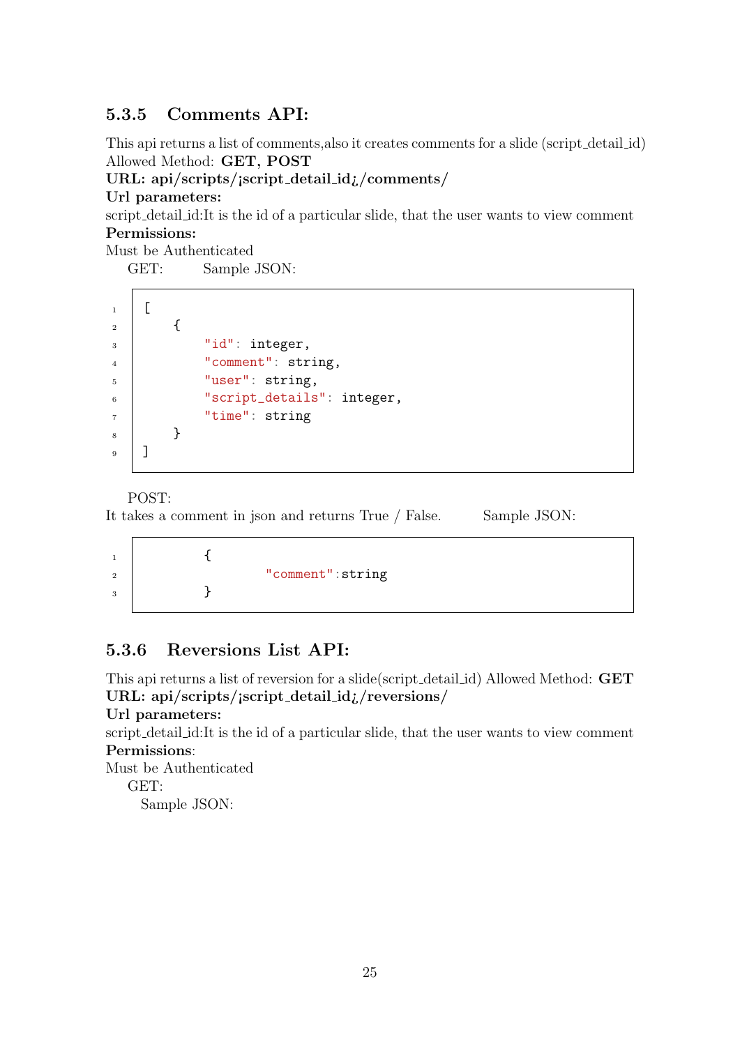### 5.3.5 Comments API:

This api returns a list of comments,also it creates comments for a slide (script_detail_id)
Allowed Method: **GET, POST**

**URL: api/scripts/¡script_detail_id¿/comments/**

**Url parameters:**

script_detail_id:It is the id of a particular slide, that the user wants to view comment

**Permissions:**

Must be Authenticated

GET: Sample JSON:

```
[
    {
        "id": integer,
        "comment": string,
        "user": string,
        "script_details": integer,
        "time": string
    }
]
```

POST:

It takes a comment in json and returns True / False. Sample JSON:

```
        {
                "comment":string
        }
```

### 5.3.6 Reversions List API:

This api returns a list of reversion for a slide(script_detail_id) Allowed Method: **GET**

**URL: api/scripts/¡script_detail_id¿/reversions/**

**Url parameters:**

script_detail_id:It is the id of a particular slide, that the user wants to view comment

**Permissions**:

Must be Authenticated

GET:

Sample JSON: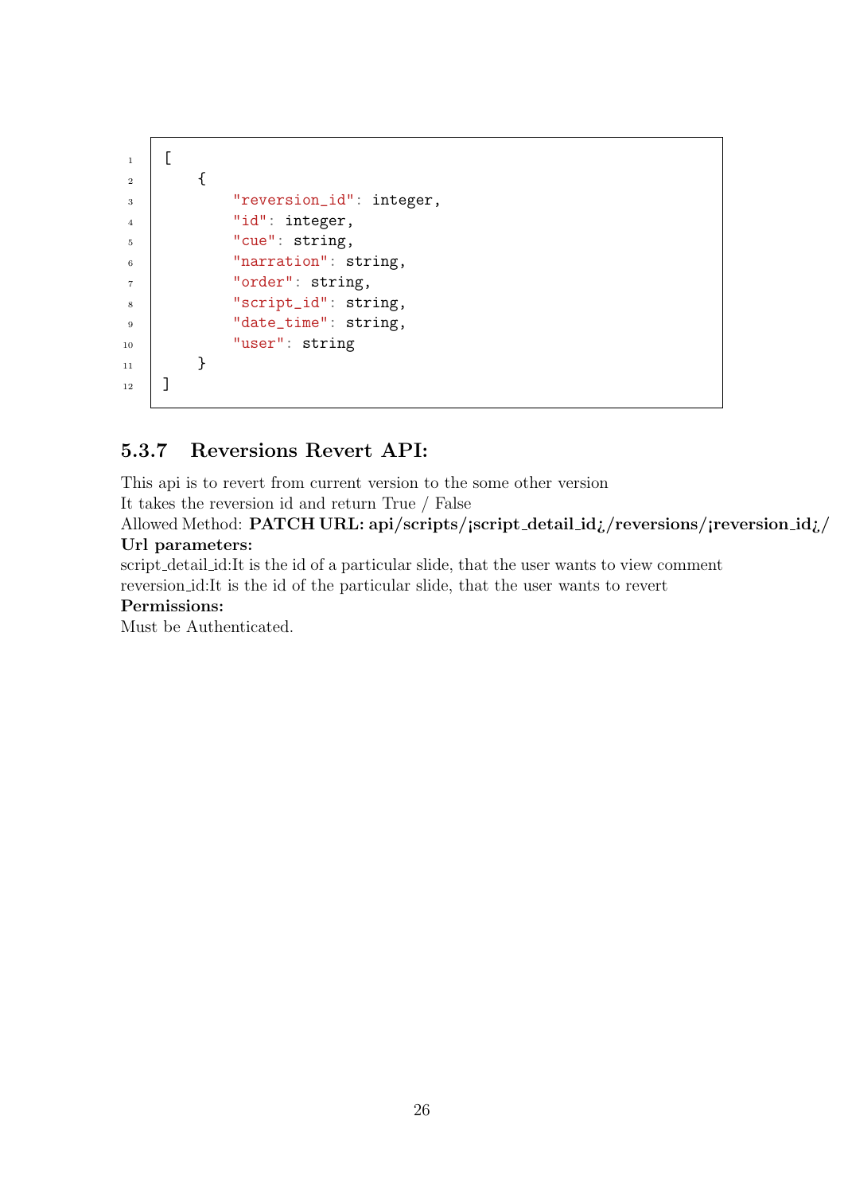```
[
    {
        "reversion_id": integer,
        "id": integer,
        "cue": string,
        "narration": string,
        "order": string,
        "script_id": string,
        "date_time": string,
        "user": string
    }
]
```

### 5.3.7 Reversions Revert API:

This api is to revert from current version to the some other version
It takes the reversion id and return True / False
Allowed Method: **PATCH URL: api/scripts/¡script_detail_id¿/reversions/¡reversion_id¿/**
**Url parameters:**
script_detail_id:It is the id of a particular slide, that the user wants to view comment
reversion_id:It is the id of the particular slide, that the user wants to revert
**Permissions:**
Must be Authenticated.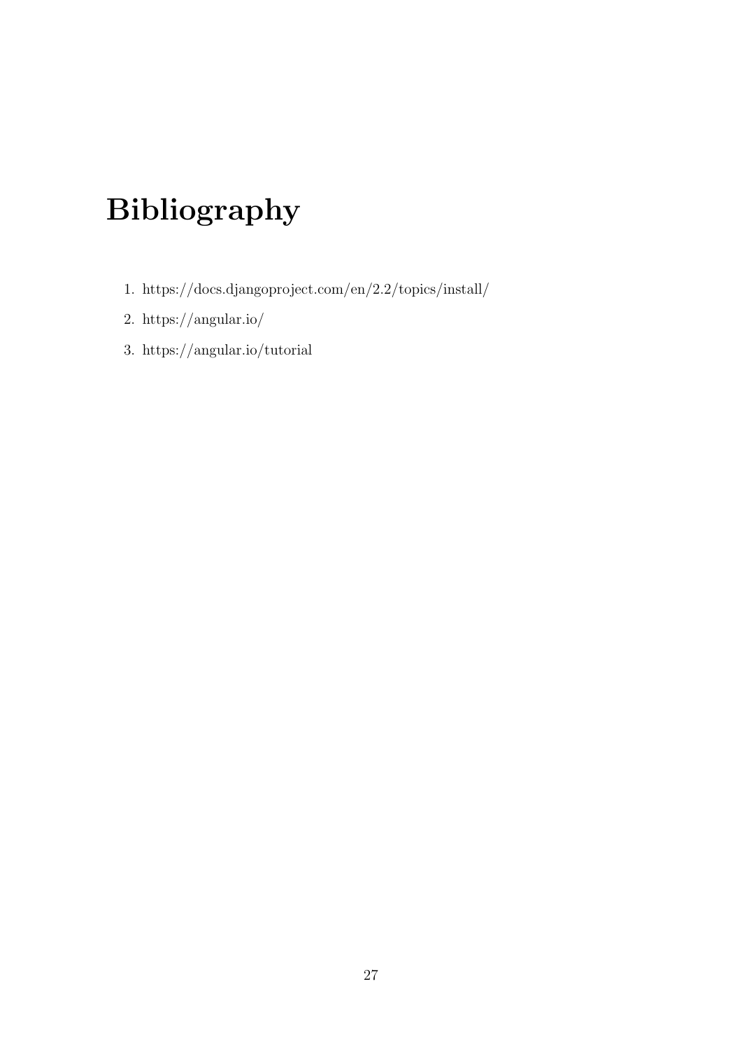# Bibliography

1. https://docs.djangoproject.com/en/2.2/topics/install/
2. https://angular.io/
3. https://angular.io/tutorial